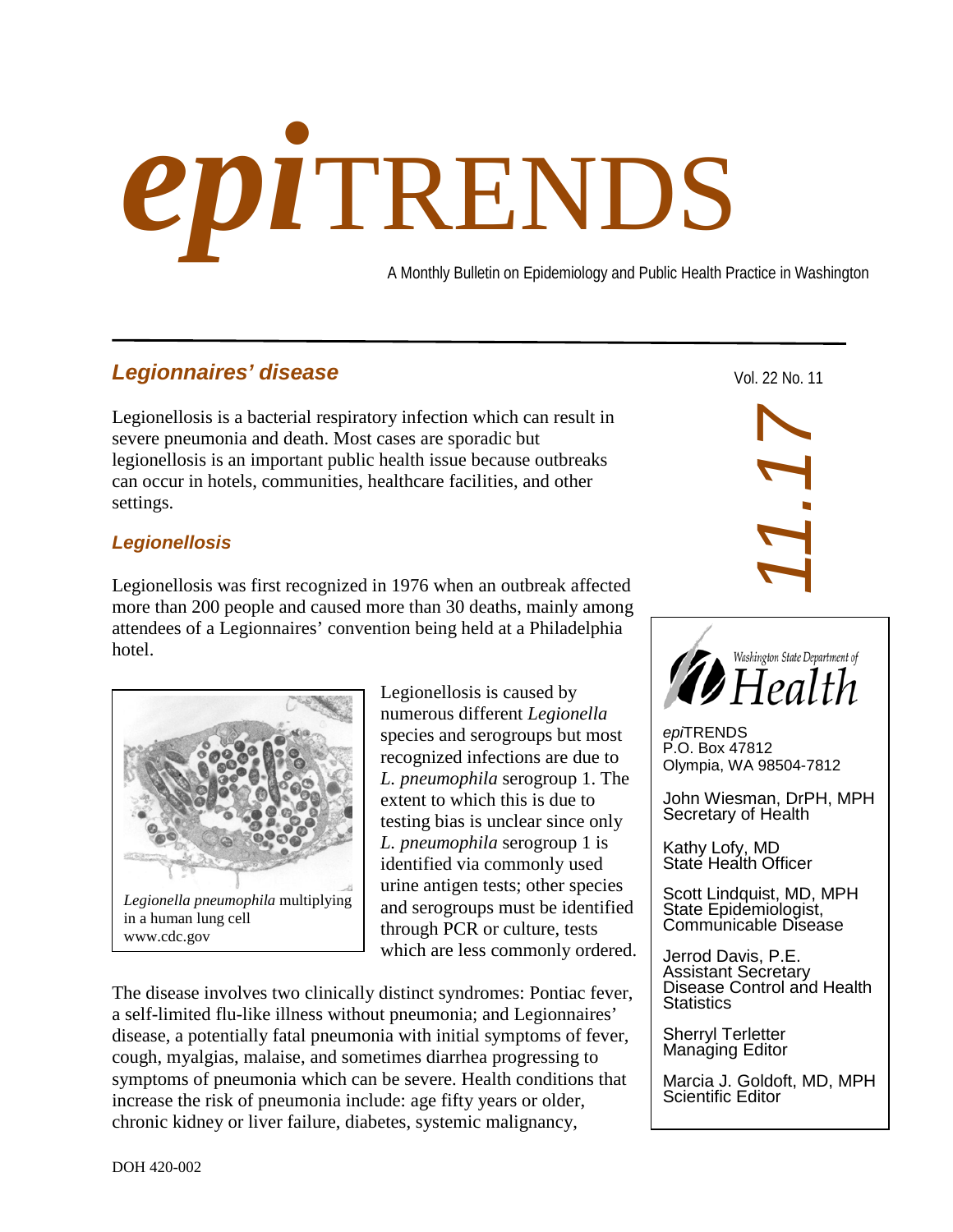# *epi*TRENDS

A Monthly Bulletin on Epidemiology and Public Health Practice in Washington

Vol. 22 No. 11

11.17

## Legionnaires' disease

Legionellosis is a bacterial respiratory infection which can result in severe pneumonia and death. Most cases are sporadic but legionellosis is an important public health issue because outbreaks can occur in hotels, communities, healthcare facilities, and other settings.

### Legionellosis

Legionellosis was first recognized in 1976 when an outbreak affected more than 200 people and caused more than 30 deaths, mainly among attendees of a Legionnaires' convention being held at a Philadelphia hotel.

*Legionella pneumophila* multiplying in a human lung cell
www.cdc.gov

Legionellosis is caused by numerous different *Legionella* species and serogroups but most recognized infections are due to *L. pneumophila* serogroup 1. The extent to which this is due to testing bias is unclear since only *L. pneumophila* serogroup 1 is identified via commonly used urine antigen tests; other species and serogroups must be identified through PCR or culture, tests which are less commonly ordered.

The disease involves two clinically distinct syndromes: Pontiac fever, a self-limited flu-like illness without pneumonia; and Legionnaires' disease, a potentially fatal pneumonia with initial symptoms of fever, cough, myalgias, malaise, and sometimes diarrhea progressing to symptoms of pneumonia which can be severe. Health conditions that increase the risk of pneumonia include: age fifty years or older, chronic kidney or liver failure, diabetes, systemic malignancy,

---

Washington State Department of Health

*epi*TRENDS
P.O. Box 47812
Olympia, WA 98504-7812

John Wiesman, DrPH, MPH
Secretary of Health

Kathy Lofy, MD
State Health Officer

Scott Lindquist, MD, MPH
State Epidemiologist, Communicable Disease

Jerrod Davis, P.E.
Assistant Secretary
Disease Control and Health Statistics

Sherryl Terletter
Managing Editor

Marcia J. Goldoft, MD, MPH
Scientific Editor

DOH 420-002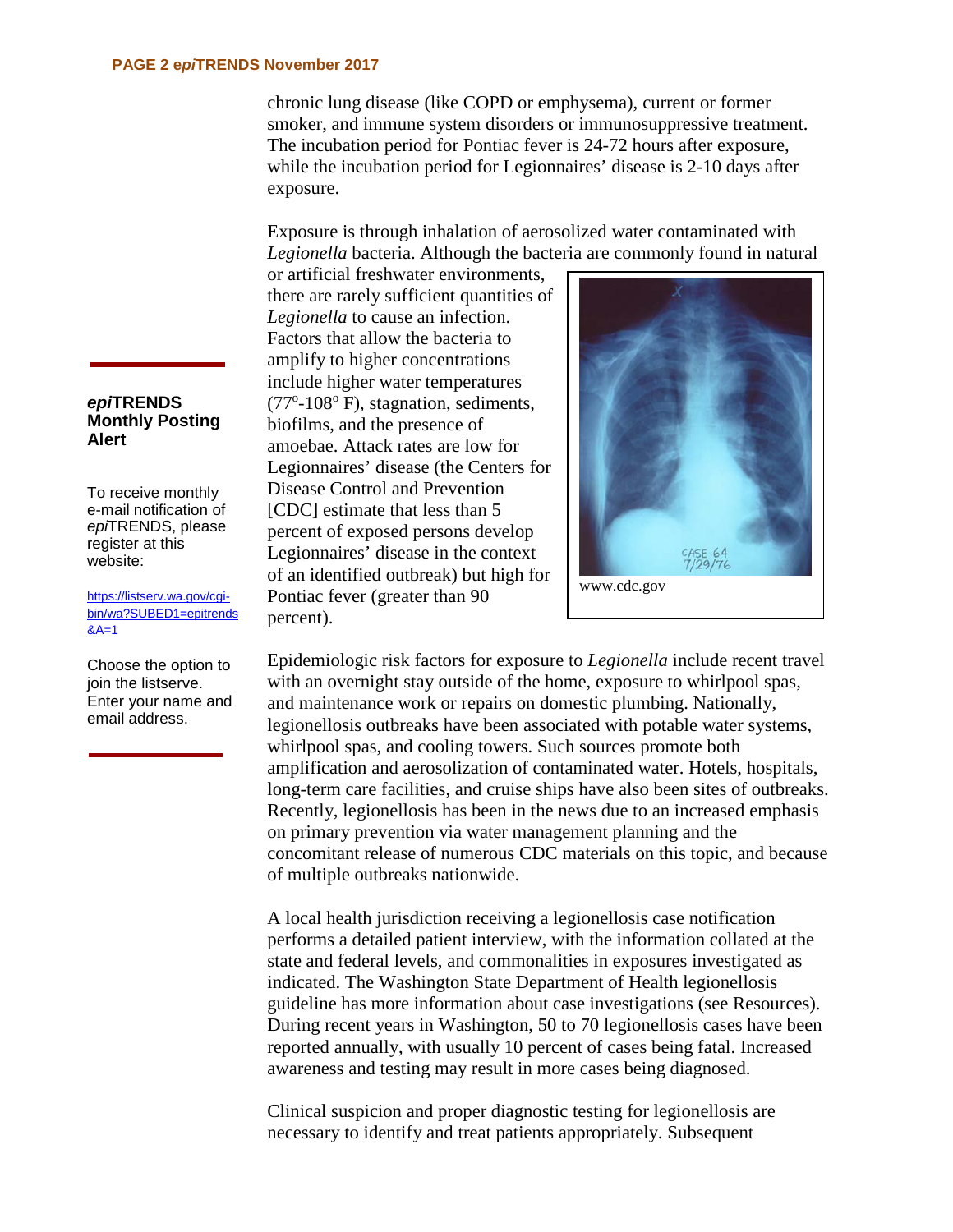chronic lung disease (like COPD or emphysema), current or former smoker, and immune system disorders or immunosuppressive treatment. The incubation period for Pontiac fever is 24-72 hours after exposure, while the incubation period for Legionnaires' disease is 2-10 days after exposure.

Exposure is through inhalation of aerosolized water contaminated with *Legionella* bacteria. Although the bacteria are commonly found in natural or artificial freshwater environments, there are rarely sufficient quantities of *Legionella* to cause an infection. Factors that allow the bacteria to amplify to higher concentrations include higher water temperatures ($77^{o}$-$108^{o}$ F), stagnation, sediments, biofilms, and the presence of amoebae. Attack rates are low for Legionnaires' disease (the Centers for Disease Control and Prevention [CDC] estimate that less than 5 percent of exposed persons develop Legionnaires' disease in the context of an identified outbreak) but high for Pontiac fever (greater than 90 percent).

www.cdc.gov

### *epi*TRENDS Monthly Posting Alert

To receive monthly e-mail notification of *epi*TRENDS, please register at this website:

https://listserv.wa.gov/cgi-bin/wa?SUBED1=epitrends&A=1

Choose the option to join the listserve. Enter your name and email address.

Epidemiologic risk factors for exposure to *Legionella* include recent travel with an overnight stay outside of the home, exposure to whirlpool spas, and maintenance work or repairs on domestic plumbing. Nationally, legionellosis outbreaks have been associated with potable water systems, whirlpool spas, and cooling towers. Such sources promote both amplification and aerosolization of contaminated water. Hotels, hospitals, long-term care facilities, and cruise ships have also been sites of outbreaks. Recently, legionellosis has been in the news due to an increased emphasis on primary prevention via water management planning and the concomitant release of numerous CDC materials on this topic, and because of multiple outbreaks nationwide.

A local health jurisdiction receiving a legionellosis case notification performs a detailed patient interview, with the information collated at the state and federal levels, and commonalities in exposures investigated as indicated. The Washington State Department of Health legionellosis guideline has more information about case investigations (see Resources). During recent years in Washington, 50 to 70 legionellosis cases have been reported annually, with usually 10 percent of cases being fatal. Increased awareness and testing may result in more cases being diagnosed.

Clinical suspicion and proper diagnostic testing for legionellosis are necessary to identify and treat patients appropriately. Subsequent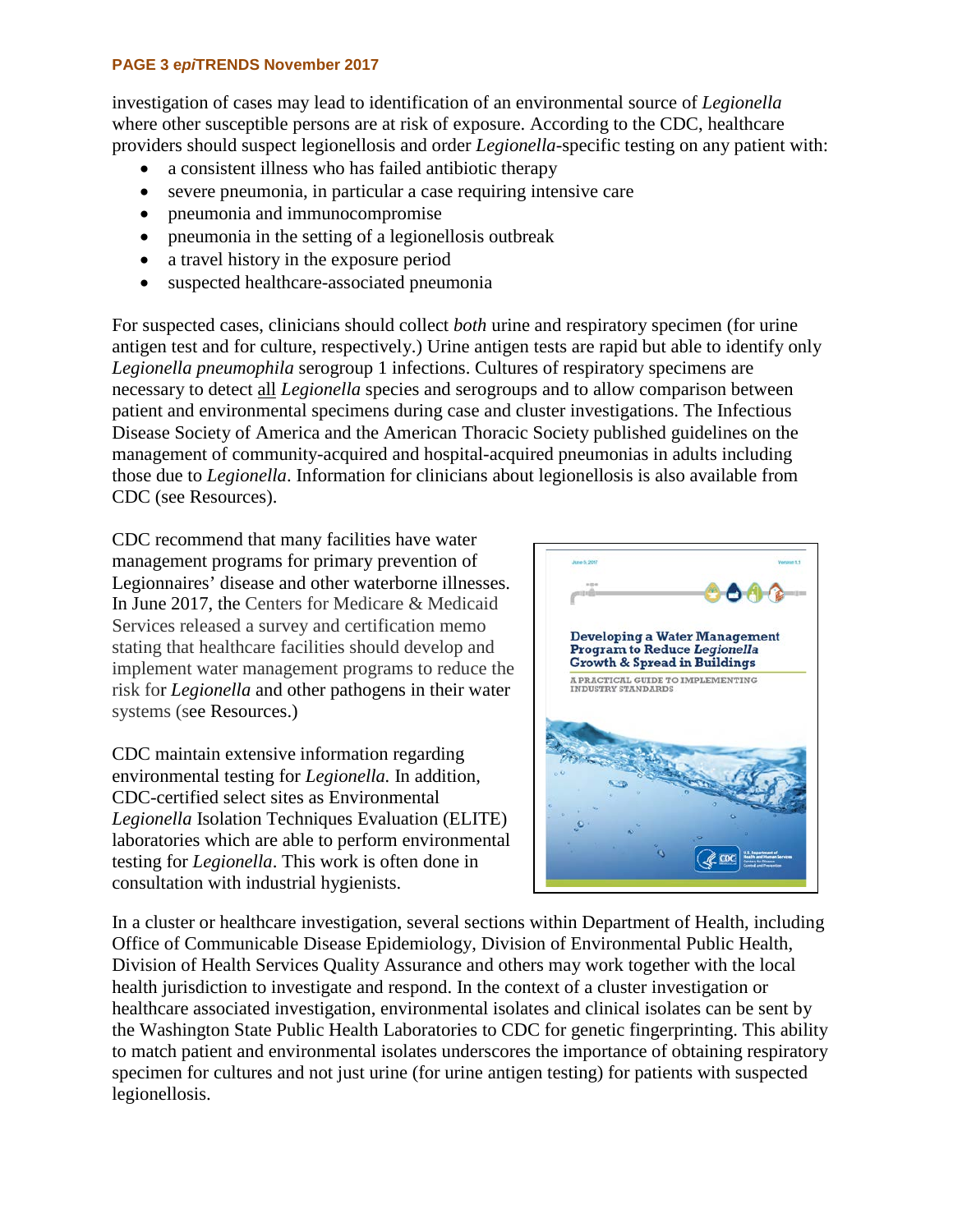investigation of cases may lead to identification of an environmental source of *Legionella* where other susceptible persons are at risk of exposure. According to the CDC, healthcare providers should suspect legionellosis and order *Legionella*-specific testing on any patient with:

- a consistent illness who has failed antibiotic therapy
- severe pneumonia, in particular a case requiring intensive care
- pneumonia and immunocompromise
- pneumonia in the setting of a legionellosis outbreak
- a travel history in the exposure period
- suspected healthcare-associated pneumonia

For suspected cases, clinicians should collect *both* urine and respiratory specimen (for urine antigen test and for culture, respectively.) Urine antigen tests are rapid but able to identify only *Legionella pneumophila* serogroup 1 infections. Cultures of respiratory specimens are necessary to detect all *Legionella* species and serogroups and to allow comparison between patient and environmental specimens during case and cluster investigations. The Infectious Disease Society of America and the American Thoracic Society published guidelines on the management of community-acquired and hospital-acquired pneumonias in adults including those due to *Legionella*. Information for clinicians about legionellosis is also available from CDC (see Resources).

CDC recommend that many facilities have water management programs for primary prevention of Legionnaires' disease and other waterborne illnesses. In June 2017, the Centers for Medicare & Medicaid Services released a survey and certification memo stating that healthcare facilities should develop and implement water management programs to reduce the risk for *Legionella* and other pathogens in their water systems (see Resources.)

CDC maintain extensive information regarding environmental testing for *Legionella*. In addition, CDC-certified select sites as Environmental *Legionella* Isolation Techniques Evaluation (ELITE) laboratories which are able to perform environmental testing for *Legionella*. This work is often done in consultation with industrial hygienists.

In a cluster or healthcare investigation, several sections within Department of Health, including Office of Communicable Disease Epidemiology, Division of Environmental Public Health, Division of Health Services Quality Assurance and others may work together with the local health jurisdiction to investigate and respond. In the context of a cluster investigation or healthcare associated investigation, environmental isolates and clinical isolates can be sent by the Washington State Public Health Laboratories to CDC for genetic fingerprinting. This ability to match patient and environmental isolates underscores the importance of obtaining respiratory specimen for cultures and not just urine (for urine antigen testing) for patients with suspected legionellosis.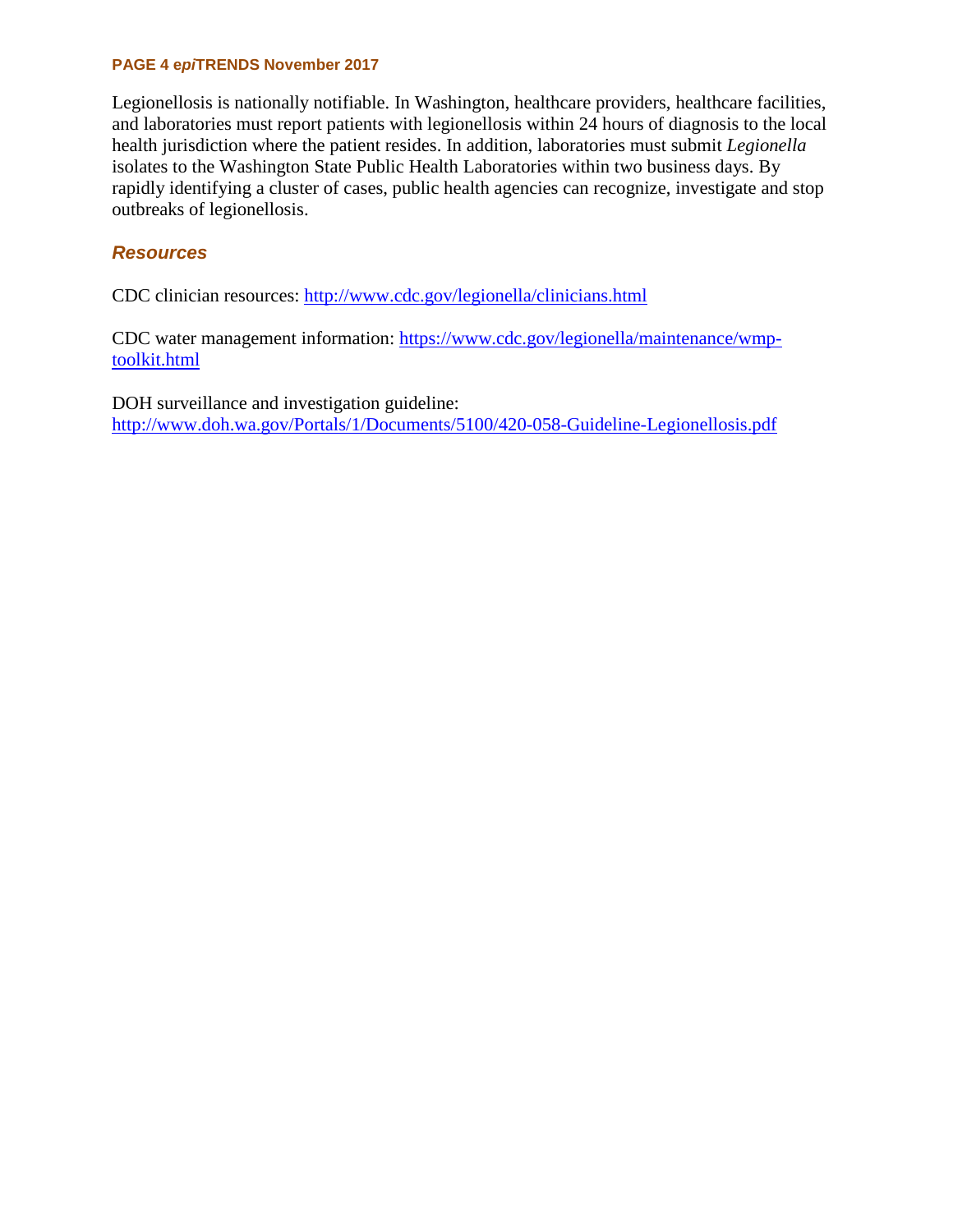Legionellosis is nationally notifiable. In Washington, healthcare providers, healthcare facilities, and laboratories must report patients with legionellosis within 24 hours of diagnosis to the local health jurisdiction where the patient resides. In addition, laboratories must submit *Legionella* isolates to the Washington State Public Health Laboratories within two business days. By rapidly identifying a cluster of cases, public health agencies can recognize, investigate and stop outbreaks of legionellosis.

## *Resources*

CDC clinician resources: http://www.cdc.gov/legionella/clinicians.html

CDC water management information: https://www.cdc.gov/legionella/maintenance/wmp-toolkit.html

DOH surveillance and investigation guideline:
http://www.doh.wa.gov/Portals/1/Documents/5100/420-058-Guideline-Legionellosis.pdf